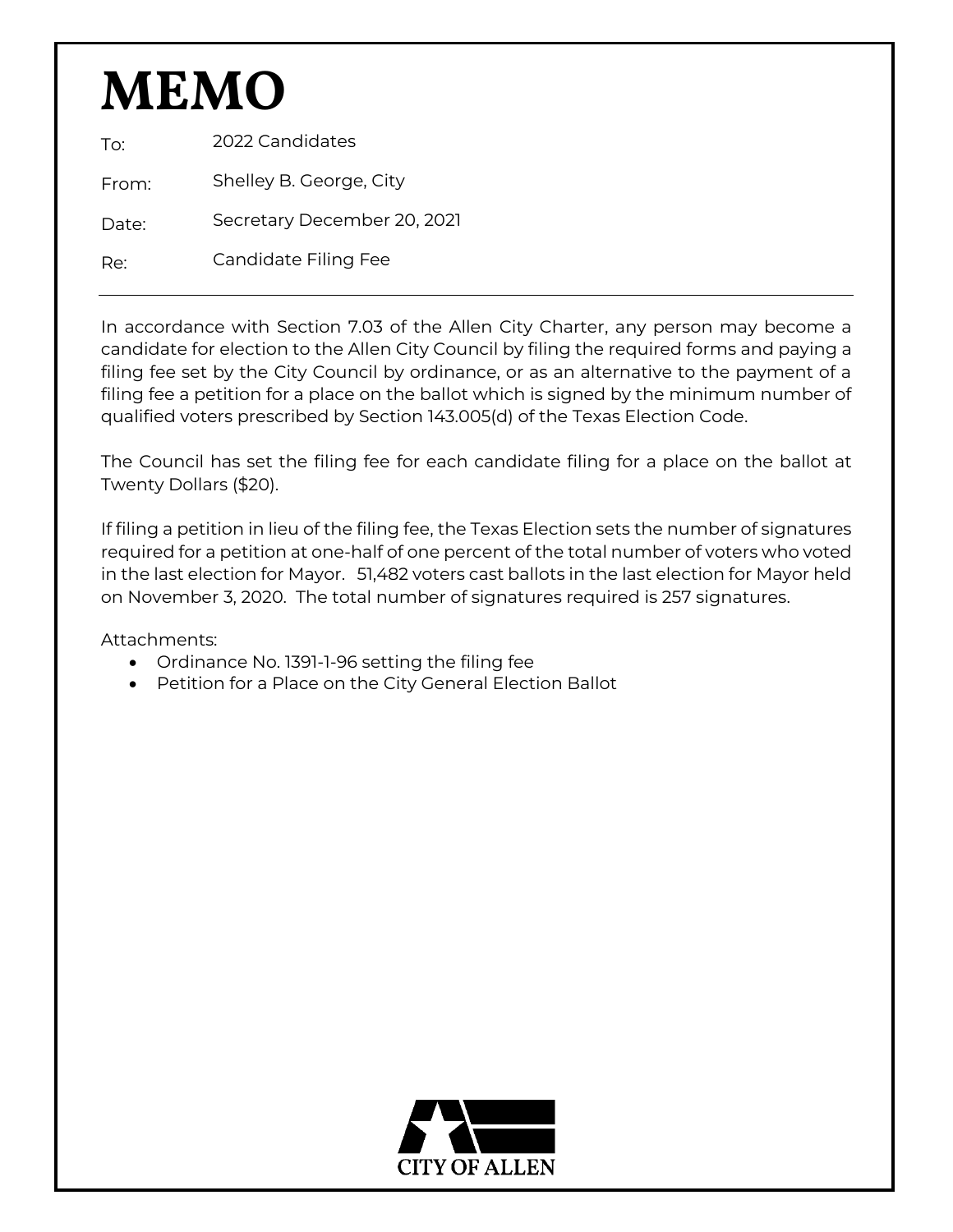# MEMO

To: 2022 Candidates

From: Shelley B. George, City

Date: Secretary December 20, 2021

Re: Candidate Filing Fee

---

In accordance with Section 7.03 of the Allen City Charter, any person may become a candidate for election to the Allen City Council by filing the required forms and paying a filing fee set by the City Council by ordinance, or as an alternative to the payment of a filing fee a petition for a place on the ballot which is signed by the minimum number of qualified voters prescribed by Section 143.005(d) of the Texas Election Code.

The Council has set the filing fee for each candidate filing for a place on the ballot at Twenty Dollars ($20).

If filing a petition in lieu of the filing fee, the Texas Election sets the number of signatures required for a petition at one-half of one percent of the total number of voters who voted in the last election for Mayor. 51,482 voters cast ballots in the last election for Mayor held on November 3, 2020. The total number of signatures required is 257 signatures.

Attachments:

- Ordinance No. 1391-1-96 setting the filing fee
- Petition for a Place on the City General Election Ballot

CITY OF ALLEN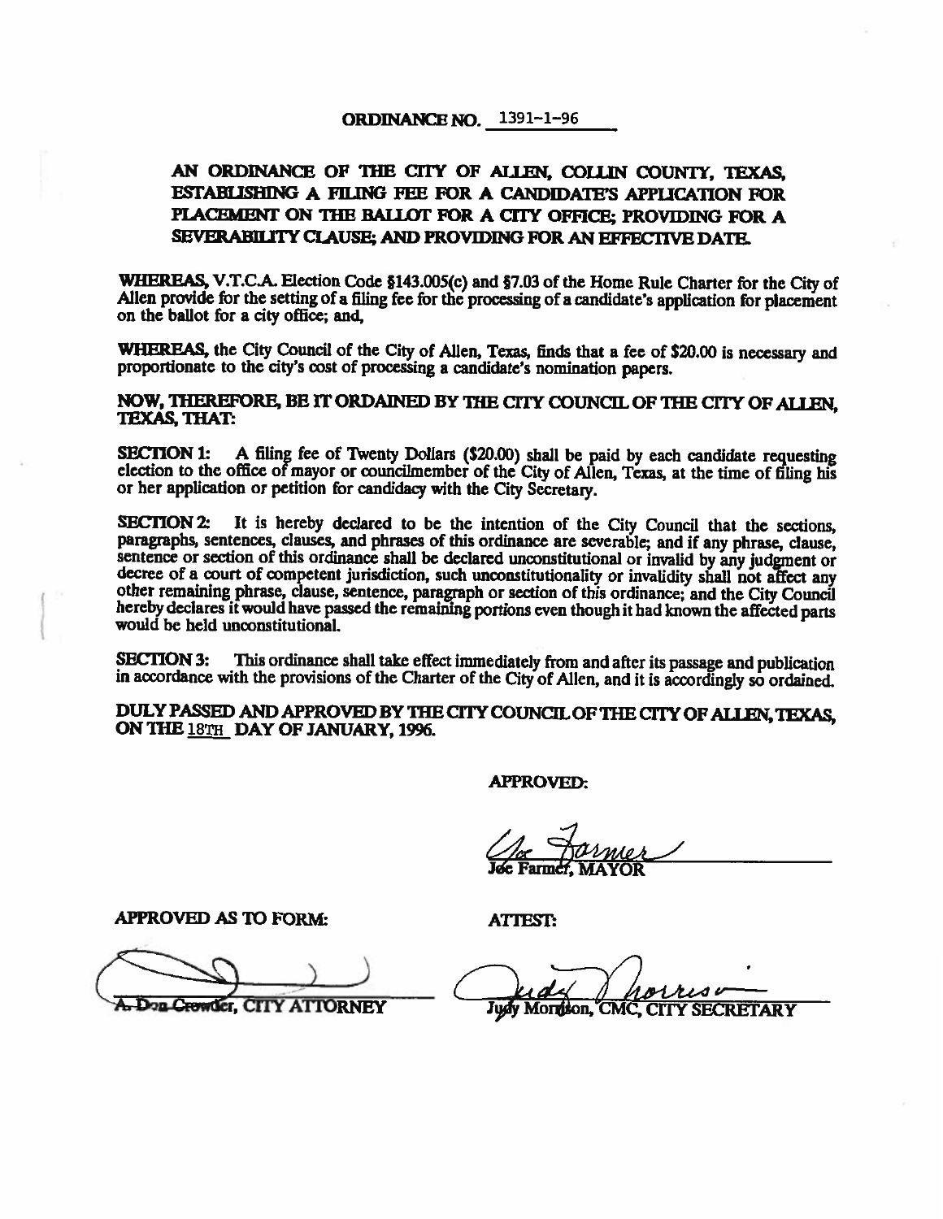**ORDINANCE NO. 1391-1-96**

# AN ORDINANCE OF THE CITY OF ALLEN, COLLIN COUNTY, TEXAS, ESTABLISHING A FILING FEE FOR A CANDIDATE'S APPLICATION FOR PLACEMENT ON THE BALLOT FOR A CITY OFFICE; PROVIDING FOR A SEVERABILITY CLAUSE; AND PROVIDING FOR AN EFFECTIVE DATE.

**WHEREAS,** V.T.C.A. Election Code §143.005(c) and §7.03 of the Home Rule Charter for the City of Allen provide for the setting of a filing fee for the processing of a candidate's application for placement on the ballot for a city office; and,

**WHEREAS,** the City Council of the City of Allen, Texas, finds that a fee of $20.00 is necessary and proportionate to the city's cost of processing a candidate's nomination papers.

**NOW, THEREFORE, BE IT ORDAINED BY THE CITY COUNCIL OF THE CITY OF ALLEN, TEXAS, THAT:**

**SECTION 1:** A filing fee of Twenty Dollars ($20.00) shall be paid by each candidate requesting election to the office of mayor or councilmember of the City of Allen, Texas, at the time of filing his or her application or petition for candidacy with the City Secretary.

**SECTION 2:** It is hereby declared to be the intention of the City Council that the sections, paragraphs, sentences, clauses, and phrases of this ordinance are severable; and if any phrase, clause, sentence or section of this ordinance shall be declared unconstitutional or invalid by any judgment or decree of a court of competent jurisdiction, such unconstitutionality or invalidity shall not affect any other remaining phrase, clause, sentence, paragraph or section of this ordinance; and the City Council hereby declares it would have passed the remaining portions even though it had known the affected parts would be held unconstitutional.

**SECTION 3:** This ordinance shall take effect immediately from and after its passage and publication in accordance with the provisions of the Charter of the City of Allen, and it is accordingly so ordained.

**DULY PASSED AND APPROVED BY THE CITY COUNCIL OF THE CITY OF ALLEN, TEXAS, ON THE 18TH DAY OF JANUARY, 1996.**

**APPROVED:**

Joe Farmer, MAYOR

**APPROVED AS TO FORM:**

A. Don Crowder, CITY ATTORNEY

**ATTEST:**

Judy Morrison, CMC, CITY SECRETARY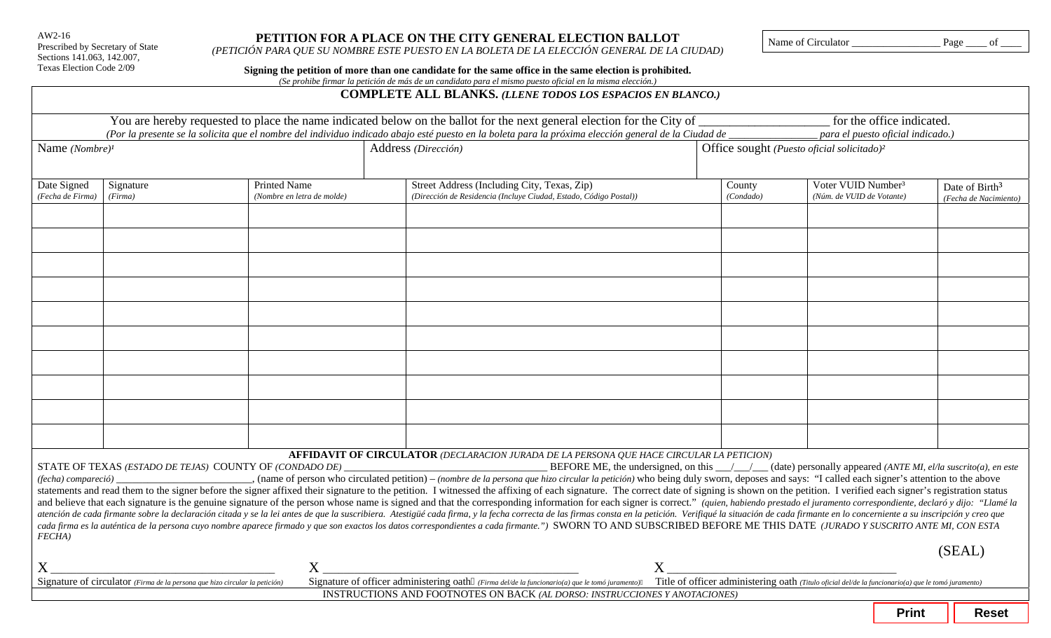AW2-16
Prescribed by Secretary of State
Sections 141.063, 142.007,
Texas Election Code 2/09

# PETITION FOR A PLACE ON THE CITY GENERAL ELECTION BALLOT

*(PETICIÓN PARA QUE SU NOMBRE ESTE PUESTO EN LA BOLETA DE LA ELECCIÓN GENERAL DE LA CIUDAD)*

Name of Circulator ________________ Page ____ of ____

**Signing the petition of more than one candidate for the same office in the same election is prohibited.**
*(Se prohibe firmar la petición de más de un candidato para el mismo puesto oficial en la misma elección.)*

**COMPLETE ALL BLANKS.** ***(LLENE TODOS LOS ESPACIOS EN BLANCO.)***

You are hereby requested to place the name indicated below on the ballot for the next general election for the City of ____________________ for the office indicated.
*(Por la presente se la solicita que el nombre del individuo indicado abajo esté puesto en la boleta para la próxima elección general de la Ciudad de ________________ para el puesto oficial indicado.)*

| Name *(Nombre)*[1] | Address *(Dirección)* | Office sought *(Puesto oficial solicitado)*[2] |
|---|---|---|
| | | |

| Date Signed *(Fecha de Firma)* | Signature *(Firma)* | Printed Name *(Nombre en letra de molde)* | Street Address (Including City, Texas, Zip) *(Dirección de Residencia (Incluye Ciudad, Estado, Código Postal))* | County *(Condado)* | Voter VUID Number[3] *(Núm. de VUID de Votante)* | Date of Birth[3] *(Fecha de Nacimiento)* |
|---|---|---|---|---|---|---|
| | | | | | | |
| | | | | | | |
| | | | | | | |
| | | | | | | |
| | | | | | | |
| | | | | | | |
| | | | | | | |
| | | | | | | |
| | | | | | | |
| | | | | | | |

**AFFIDAVIT OF CIRCULATOR** *(DECLARACION JURADA DE LA PERSONA QUE HACE CIRCULAR LA PETICION)*

STATE OF TEXAS *(ESTADO DE TEJAS)* COUNTY OF *(CONDADO DE)* ____________________________________ BEFORE ME, the undersigned, on this ___/___/___ (date) personally appeared *(ANTE MI, el/la suscrito(a), en este (fecha) compareció)* ________________________, (name of person who circulated petition) – *(nombre de la persona que hizo circular la petición)* who being duly sworn, deposes and says: "I called each signer's attention to the above statements and read them to the signer before the signer affixed their signature to the petition. I witnessed the affixing of each signature. The correct date of signing is shown on the petition. I verified each signer's registration status and believe that each signature is the genuine signature of the person whose name is signed and that the corresponding information for each signer is correct." *(quien, habiendo prestado el juramento correspondiente, declaró y dijo: "Llamé la atención de cada firmante sobre la declaración citada y se la lei antes de que la suscribiera. Atestigüé cada firma, y la fecha correcta de las firmas consta en la petición. Verifiqué la situación de cada firmante en lo concerniente a su inscripción y creo que cada firma es la auténtica de la persona cuyo nombre aparece firmado y que son exactos los datos correspondientes a cada firmante.")* SWORN TO AND SUBSCRIBED BEFORE ME THIS DATE *(JURADO Y SUSCRITO ANTE MI, CON ESTA FECHA)*

(SEAL)

X _________________________________ X _________________________________ X _________________________________

Signature of circulator *(Firma de la persona que hizo circular la petición)* Signature of officer administering oath *(Firma del/de la funcionario(a) que le tomó juramento)* Title of officer administering oath *(Titulo oficial del/de la funcionario(a) que le tomó juramento)*

INSTRUCTIONS AND FOOTNOTES ON BACK *(AL DORSO: INSTRUCCIONES Y ANOTACIONES)*

Print Reset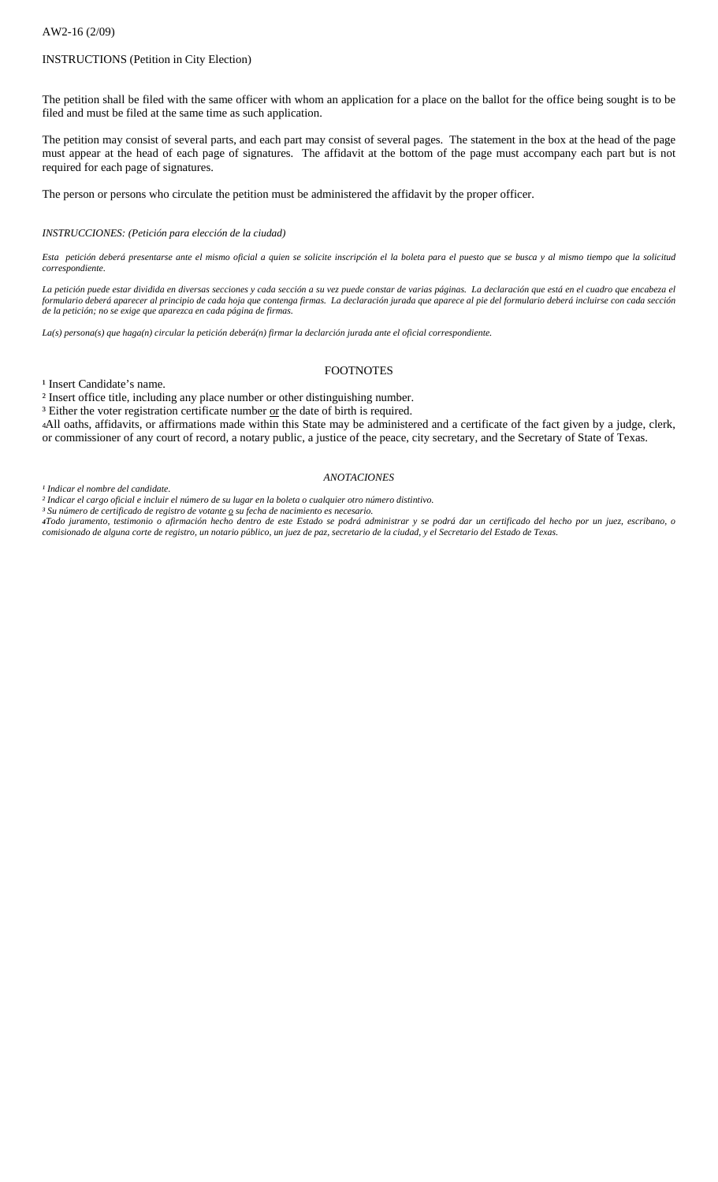AW2-16 (2/09)

INSTRUCTIONS (Petition in City Election)

The petition shall be filed with the same officer with whom an application for a place on the ballot for the office being sought is to be filed and must be filed at the same time as such application.

The petition may consist of several parts, and each part may consist of several pages. The statement in the box at the head of the page must appear at the head of each page of signatures. The affidavit at the bottom of the page must accompany each part but is not required for each page of signatures.

The person or persons who circulate the petition must be administered the affidavit by the proper officer.

*INSTRUCCIONES: (Petición para elección de la ciudad)*

*Esta petición deberá presentarse ante el mismo oficial a quien se solicite inscripción el la boleta para el puesto que se busca y al mismo tiempo que la solicitud correspondiente.*

*La petición puede estar dividida en diversas secciones y cada sección a su vez puede constar de varias páginas. La declaración que está en el cuadro que encabeza el formulario deberá aparecer al principio de cada hoja que contenga firmas. La declaración jurada que aparece al pie del formulario deberá incluirse con cada sección de la petición; no se exige que aparezca en cada página de firmas.*

*La(s) persona(s) que haga(n) circular la petición deberá(n) firmar la declarción jurada ante el oficial correspondiente.*

## FOOTNOTES

[1] Insert Candidate's name.

[2] Insert office title, including any place number or other distinguishing number.

[3] Either the voter registration certificate number <u>or</u> the date of birth is required.

[4] All oaths, affidavits, or affirmations made within this State may be administered and a certificate of the fact given by a judge, clerk, or commissioner of any court of record, a notary public, a justice of the peace, city secretary, and the Secretary of State of Texas.

## *ANOTACIONES*

*[1] Indicar el nombre del candidate.*

*[2] Indicar el cargo oficial e incluir el número de su lugar en la boleta o cualquier otro número distintivo.*

*[3] Su número de certificado de registro de votante <u>o</u> su fecha de nacimiento es necesario.*

*[4] Todo juramento, testimonio o afirmación hecho dentro de este Estado se podrá administrar y se podrá dar un certificado del hecho por un juez, escribano, o comisionado de alguna corte de registro, un notario público, un juez de paz, secretario de la ciudad, y el Secretario del Estado de Texas.*